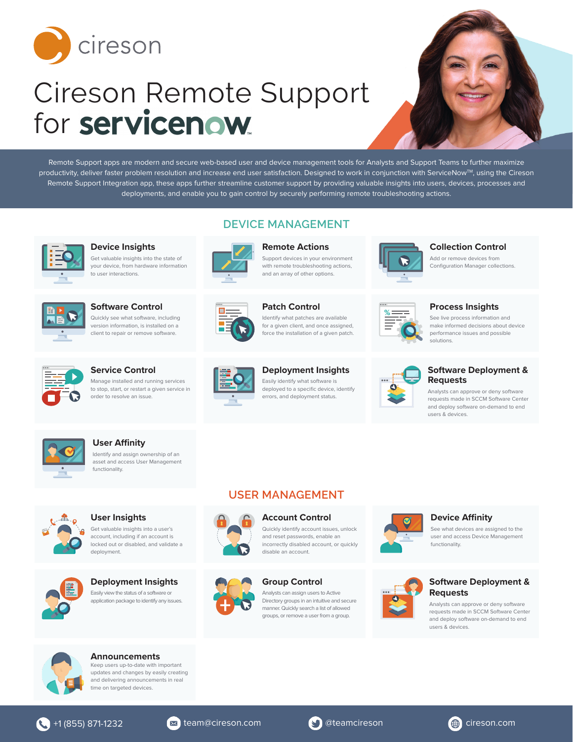cireson

# Cireson Remote Support for servicenow

Remote Support apps are modern and secure web-based user and device management tools for Analysts and Support Teams to further maximize productivity, deliver faster problem resolution and increase end user satisfaction. Designed to work in conjunction with ServiceNow™, using the Cireson Remote Support Integration app, these apps further streamline customer support by providing valuable insights into users, devices, processes and deployments, and enable you to gain control by securely performing remote troubleshooting actions.

## DEVICE MANAGEMENT

### Device Insights
Get valuable insights into the state of your device, from hardware information to user interactions.

### Remote Actions
Support devices in your environment with remote troubleshooting actions, and an array of other options.

### Collection Control
Add or remove devices from Configuration Manager collections.

### Software Control
Quickly see what software, including version information, is installed on a client to repair or remove software.

### Patch Control
Identify what patches are available for a given client, and once assigned, force the installation of a given patch.

### Process Insights
See live process information and make informed decisions about device performance issues and possible solutions.

### Service Control
Manage installed and running services to stop, start, or restart a given service in order to resolve an issue.

### Deployment Insights
Easily identify what software is deployed to a specific device, identify errors, and deployment status.

### Software Deployment & Requests
Analysts can approve or deny software requests made in SCCM Software Center and deploy software on-demand to end users & devices.

### User Affinity
Identify and assign ownership of an asset and access User Management functionality.

## USER MANAGEMENT

### User Insights
Get valuable insights into a user's account, including if an account is locked out or disabled, and validate a deployment.

### Account Control
Quickly identify account issues, unlock and reset passwords, enable an incorrectly disabled account, or quickly disable an account.

### Device Affinity
See what devices are assigned to the user and access Device Management functionality.

### Deployment Insights
Easily view the status of a software or application package to identify any issues.

### Group Control
Analysts can assign users to Active Directory groups in an intuitive and secure manner. Quickly search a list of allowed groups, or remove a user from a group.

### Software Deployment & Requests
Analysts can approve or deny software requests made in SCCM Software Center and deploy software on-demand to end users & devices.

### Announcements
Keep users up-to-date with important updates and changes by easily creating and delivering announcements in real time on targeted devices.

+1 (855) 871-1232 | team@cireson.com | @teamcireson | cireson.com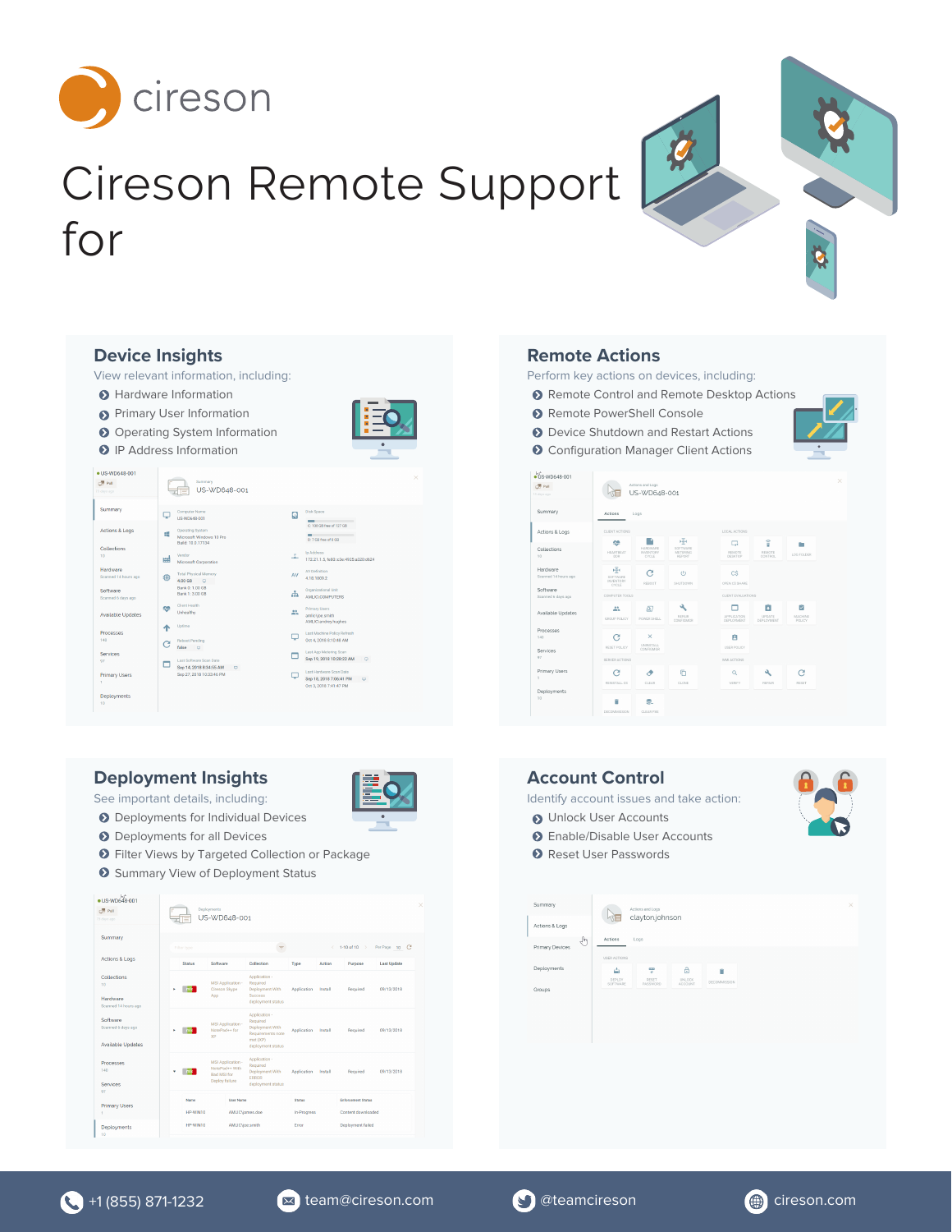cireson

# Cireson Remote Support for

## Device Insights

View relevant information, including:

- Hardware Information
- Primary User Information
- Operating System Information
- IP Address Information

## Remote Actions

Perform key actions on devices, including:

- Remote Control and Remote Desktop Actions
- Remote PowerShell Console
- Device Shutdown and Restart Actions
- Configuration Manager Client Actions

## Deployment Insights

See important details, including:

- Deployments for Individual Devices
- Deployments for all Devices
- Filter Views by Targeted Collection or Package
- Summary View of Deployment Status

## Account Control

Identify account issues and take action:

- Unlock User Accounts
- Enable/Disable User Accounts
- Reset User Passwords

+1 (855) 871-1232 | team@cireson.com | @teamcireson | cireson.com